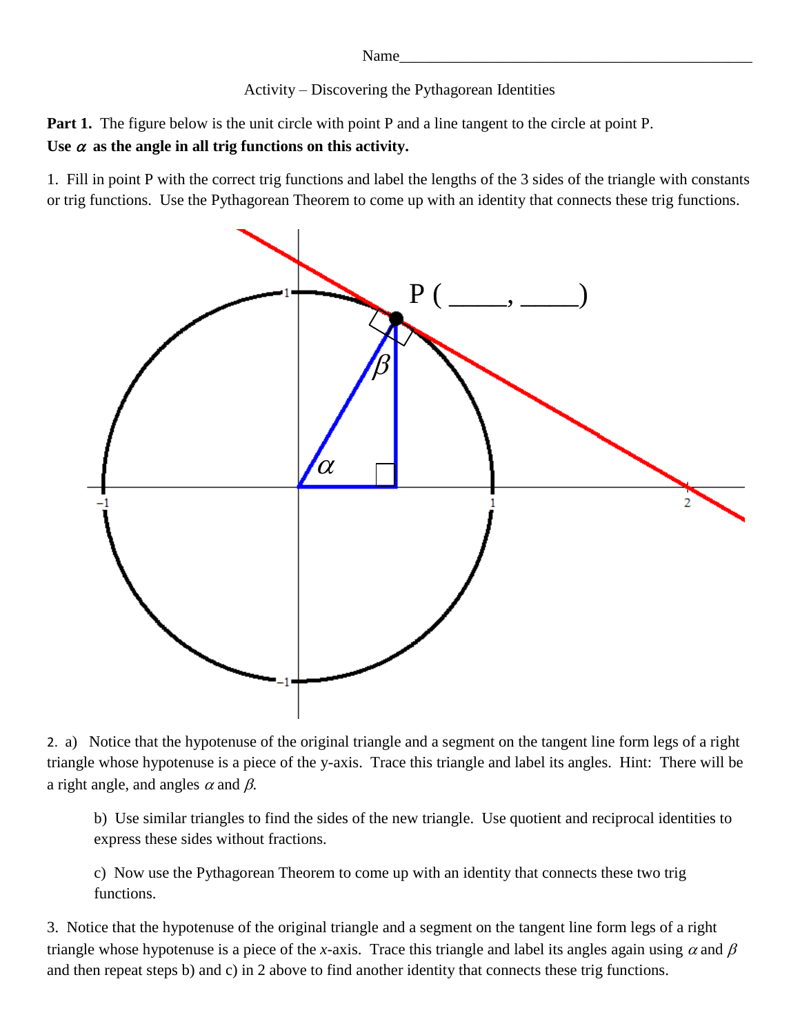Name_____________________________________________

Activity – Discovering the Pythagorean Identities

**Part 1.** The figure below is the unit circle with point P and a line tangent to the circle at point P.
**Use $\alpha$ as the angle in all trig functions on this activity.**

1. Fill in point P with the correct trig functions and label the lengths of the 3 sides of the triangle with constants or trig functions. Use the Pythagorean Theorem to come up with an identity that connects these trig functions.

P ( _____, _____)

2. a) Notice that the hypotenuse of the original triangle and a segment on the tangent line form legs of a right triangle whose hypotenuse is a piece of the y-axis. Trace this triangle and label its angles. Hint: There will be a right angle, and angles $\alpha$ and $\beta$.

   b) Use similar triangles to find the sides of the new triangle. Use quotient and reciprocal identities to express these sides without fractions.

   c) Now use the Pythagorean Theorem to come up with an identity that connects these two trig functions.

3. Notice that the hypotenuse of the original triangle and a segment on the tangent line form legs of a right triangle whose hypotenuse is a piece of the *x*-axis. Trace this triangle and label its angles again using $\alpha$ and $\beta$ and then repeat steps b) and c) in 2 above to find another identity that connects these trig functions.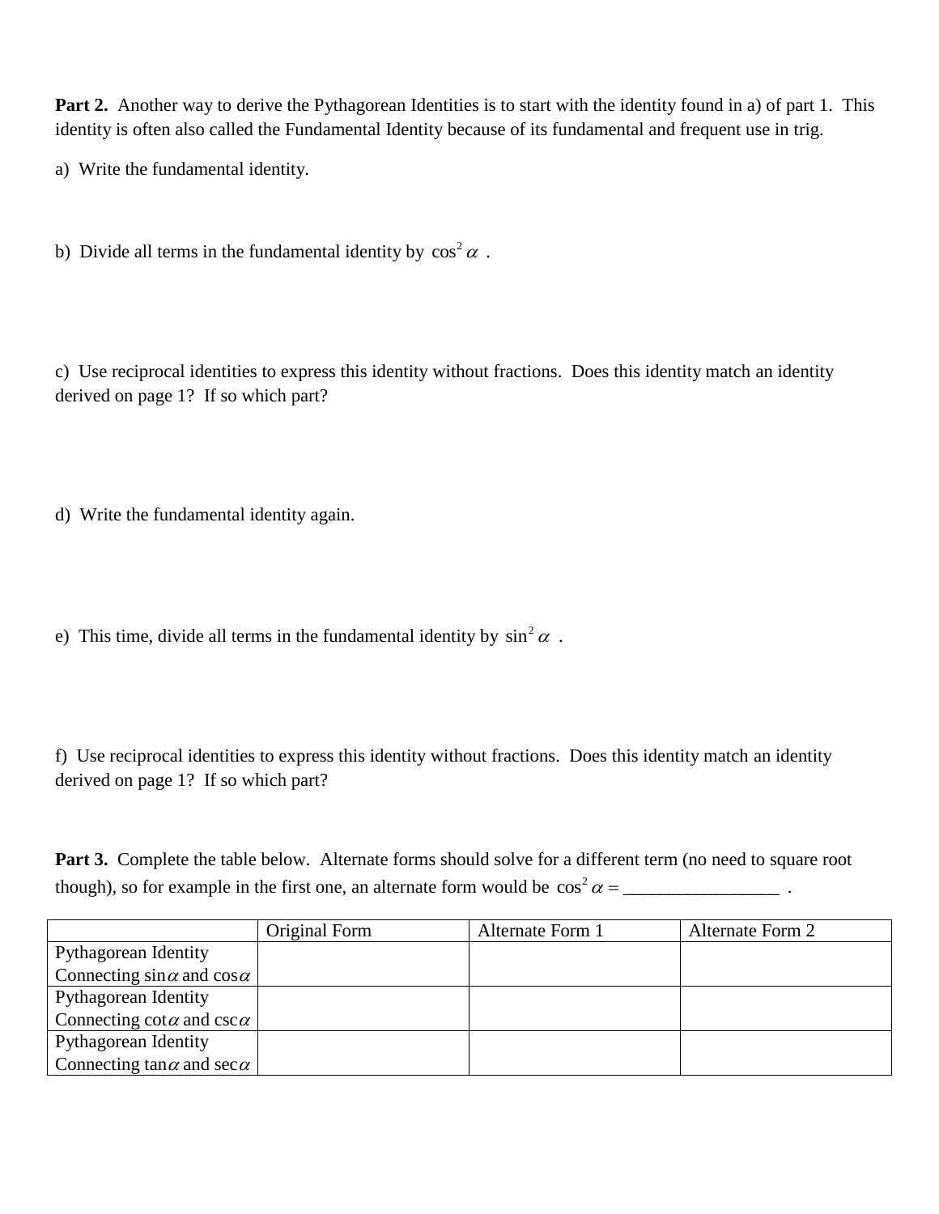**Part 2.** Another way to derive the Pythagorean Identities is to start with the identity found in a) of part 1. This identity is often also called the Fundamental Identity because of its fundamental and frequent use in trig.

a) Write the fundamental identity.

b) Divide all terms in the fundamental identity by $\cos^2 \alpha$ .

c) Use reciprocal identities to express this identity without fractions. Does this identity match an identity derived on page 1? If so which part?

d) Write the fundamental identity again.

e) This time, divide all terms in the fundamental identity by $\sin^2 \alpha$ .

f) Use reciprocal identities to express this identity without fractions. Does this identity match an identity derived on page 1? If so which part?

**Part 3.** Complete the table below. Alternate forms should solve for a different term (no need to square root though), so for example in the first one, an alternate form would be $\cos^2 \alpha =$ _________________ .

| | Original Form | Alternate Form 1 | Alternate Form 2 |
|---|---|---|---|
| Pythagorean Identity Connecting $\sin\alpha$ and $\cos\alpha$ | | | |
| Pythagorean Identity Connecting $\cot\alpha$ and $\csc\alpha$ | | | |
| Pythagorean Identity Connecting $\tan\alpha$ and $\sec\alpha$ | | | |